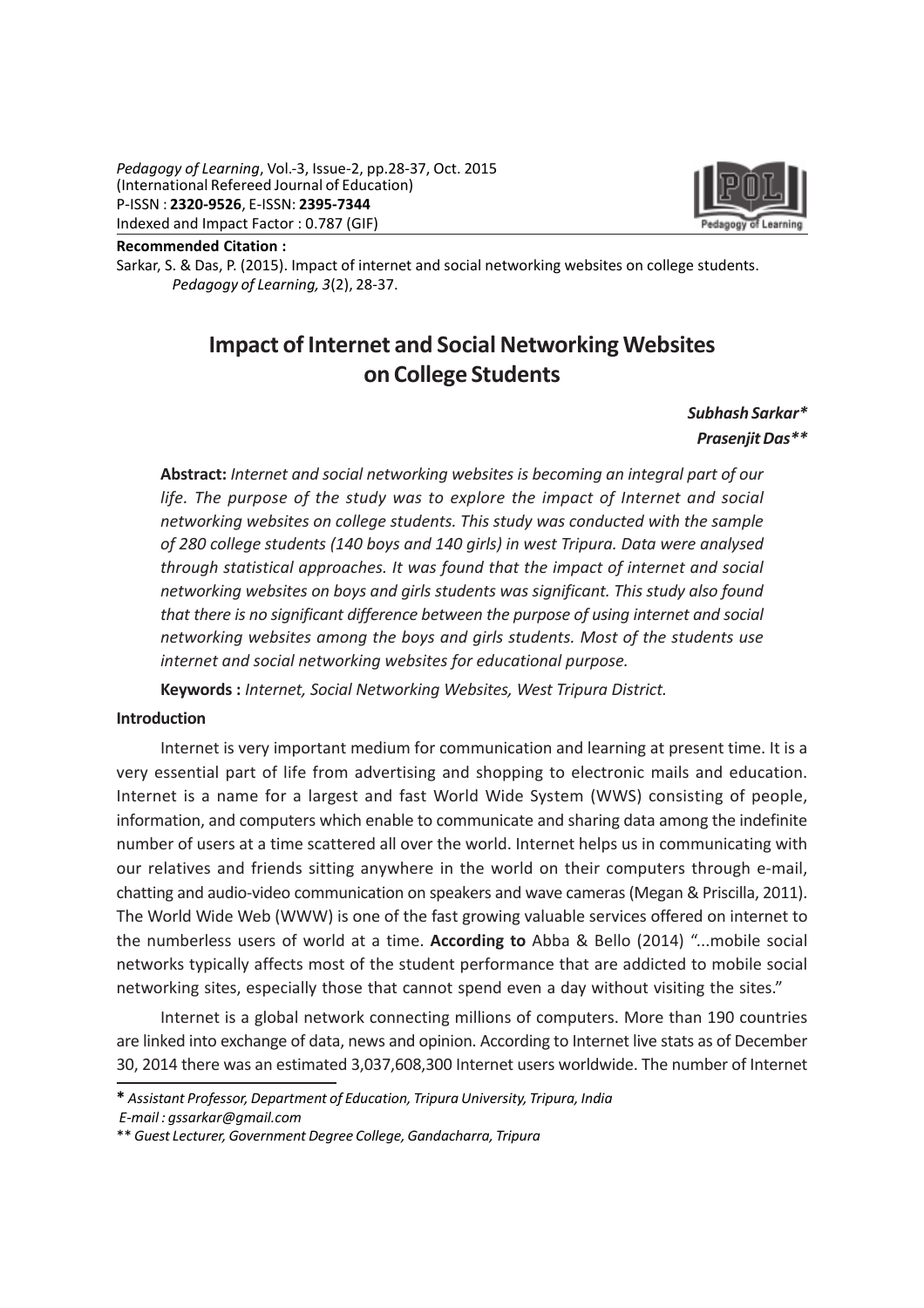*Pedagogy of Learning*, Vol.-3, Issue-2, pp.28-37, Oct. 2015
(International Refereed Journal of Education)
P-ISSN : **2320-9526**, E-ISSN: **2395-7344**
Indexed and Impact Factor : 0.787 (GIF)

**Recommended Citation :**
Sarkar, S. & Das, P. (2015). Impact of internet and social networking websites on college students. *Pedagogy of Learning, 3*(2), 28-37.

# Impact of Internet and Social Networking Websites on College Students

***Subhash Sarkar****
***Prasenjit Das*****

**Abstract:** *Internet and social networking websites is becoming an integral part of our life. The purpose of the study was to explore the impact of Internet and social networking websites on college students. This study was conducted with the sample of 280 college students (140 boys and 140 girls) in west Tripura. Data were analysed through statistical approaches. It was found that the impact of internet and social networking websites on boys and girls students was significant. This study also found that there is no significant difference between the purpose of using internet and social networking websites among the boys and girls students. Most of the students use internet and social networking websites for educational purpose.*

**Keywords :** *Internet, Social Networking Websites, West Tripura District.*

## Introduction

Internet is very important medium for communication and learning at present time. It is a very essential part of life from advertising and shopping to electronic mails and education. Internet is a name for a largest and fast World Wide System (WWS) consisting of people, information, and computers which enable to communicate and sharing data among the indefinite number of users at a time scattered all over the world. Internet helps us in communicating with our relatives and friends sitting anywhere in the world on their computers through e-mail, chatting and audio-video communication on speakers and wave cameras (Megan & Priscilla, 2011). The World Wide Web (WWW) is one of the fast growing valuable services offered on internet to the numberless users of world at a time. **According to** Abba & Bello (2014) "...mobile social networks typically affects most of the student performance that are addicted to mobile social networking sites, especially those that cannot spend even a day without visiting the sites."

Internet is a global network connecting millions of computers. More than 190 countries are linked into exchange of data, news and opinion. According to Internet live stats as of December 30, 2014 there was an estimated 3,037,608,300 Internet users worldwide. The number of Internet

---

**\*** *Assistant Professor, Department of Education, Tripura University, Tripura, India*
*E-mail : gssarkar@gmail.com*

\*\* *Guest Lecturer, Government Degree College, Gandacharra, Tripura*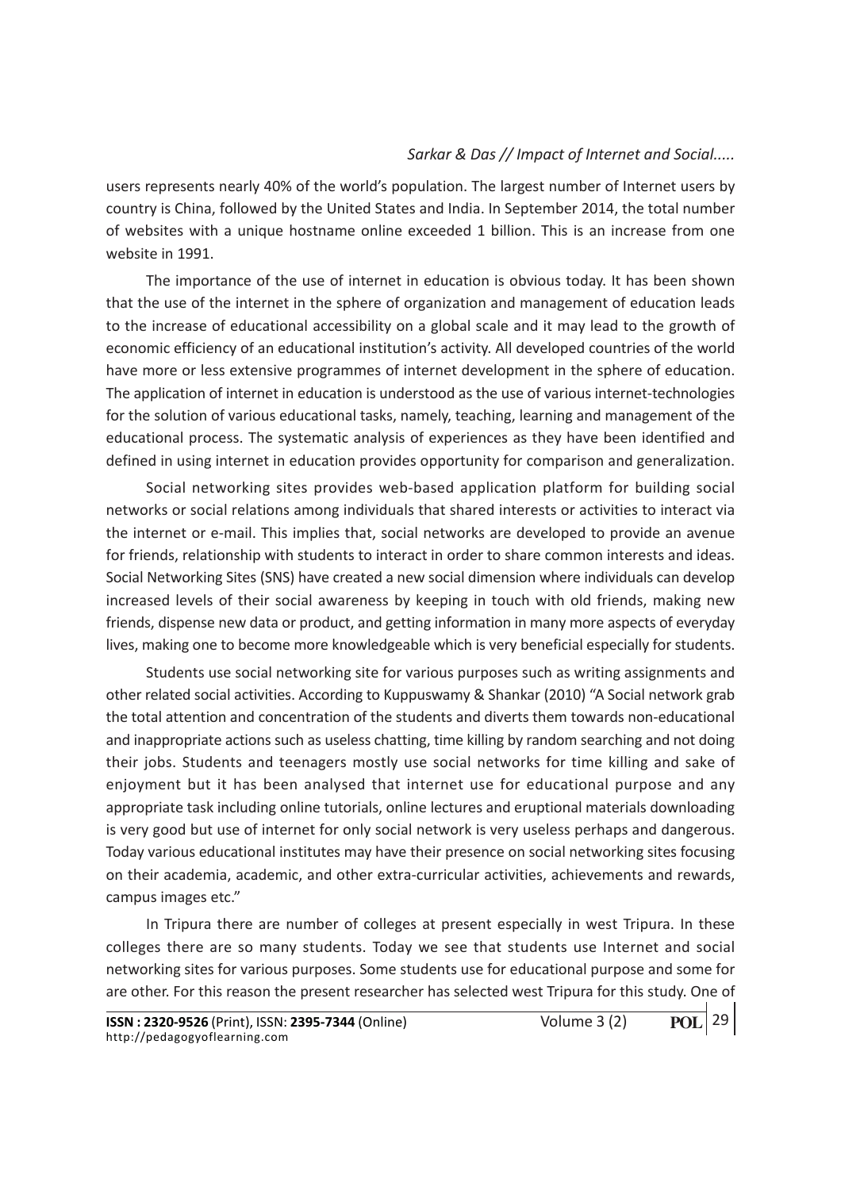users represents nearly 40% of the world's population. The largest number of Internet users by country is China, followed by the United States and India. In September 2014, the total number of websites with a unique hostname online exceeded 1 billion. This is an increase from one website in 1991.

The importance of the use of internet in education is obvious today. It has been shown that the use of the internet in the sphere of organization and management of education leads to the increase of educational accessibility on a global scale and it may lead to the growth of economic efficiency of an educational institution's activity. All developed countries of the world have more or less extensive programmes of internet development in the sphere of education. The application of internet in education is understood as the use of various internet-technologies for the solution of various educational tasks, namely, teaching, learning and management of the educational process. The systematic analysis of experiences as they have been identified and defined in using internet in education provides opportunity for comparison and generalization.

Social networking sites provides web-based application platform for building social networks or social relations among individuals that shared interests or activities to interact via the internet or e-mail. This implies that, social networks are developed to provide an avenue for friends, relationship with students to interact in order to share common interests and ideas. Social Networking Sites (SNS) have created a new social dimension where individuals can develop increased levels of their social awareness by keeping in touch with old friends, making new friends, dispense new data or product, and getting information in many more aspects of everyday lives, making one to become more knowledgeable which is very beneficial especially for students.

Students use social networking site for various purposes such as writing assignments and other related social activities. According to Kuppuswamy & Shankar (2010) "A Social network grab the total attention and concentration of the students and diverts them towards non-educational and inappropriate actions such as useless chatting, time killing by random searching and not doing their jobs. Students and teenagers mostly use social networks for time killing and sake of enjoyment but it has been analysed that internet use for educational purpose and any appropriate task including online tutorials, online lectures and eruptional materials downloading is very good but use of internet for only social network is very useless perhaps and dangerous. Today various educational institutes may have their presence on social networking sites focusing on their academia, academic, and other extra-curricular activities, achievements and rewards, campus images etc."

In Tripura there are number of colleges at present especially in west Tripura. In these colleges there are so many students. Today we see that students use Internet and social networking sites for various purposes. Some students use for educational purpose and some for are other. For this reason the present researcher has selected west Tripura for this study. One of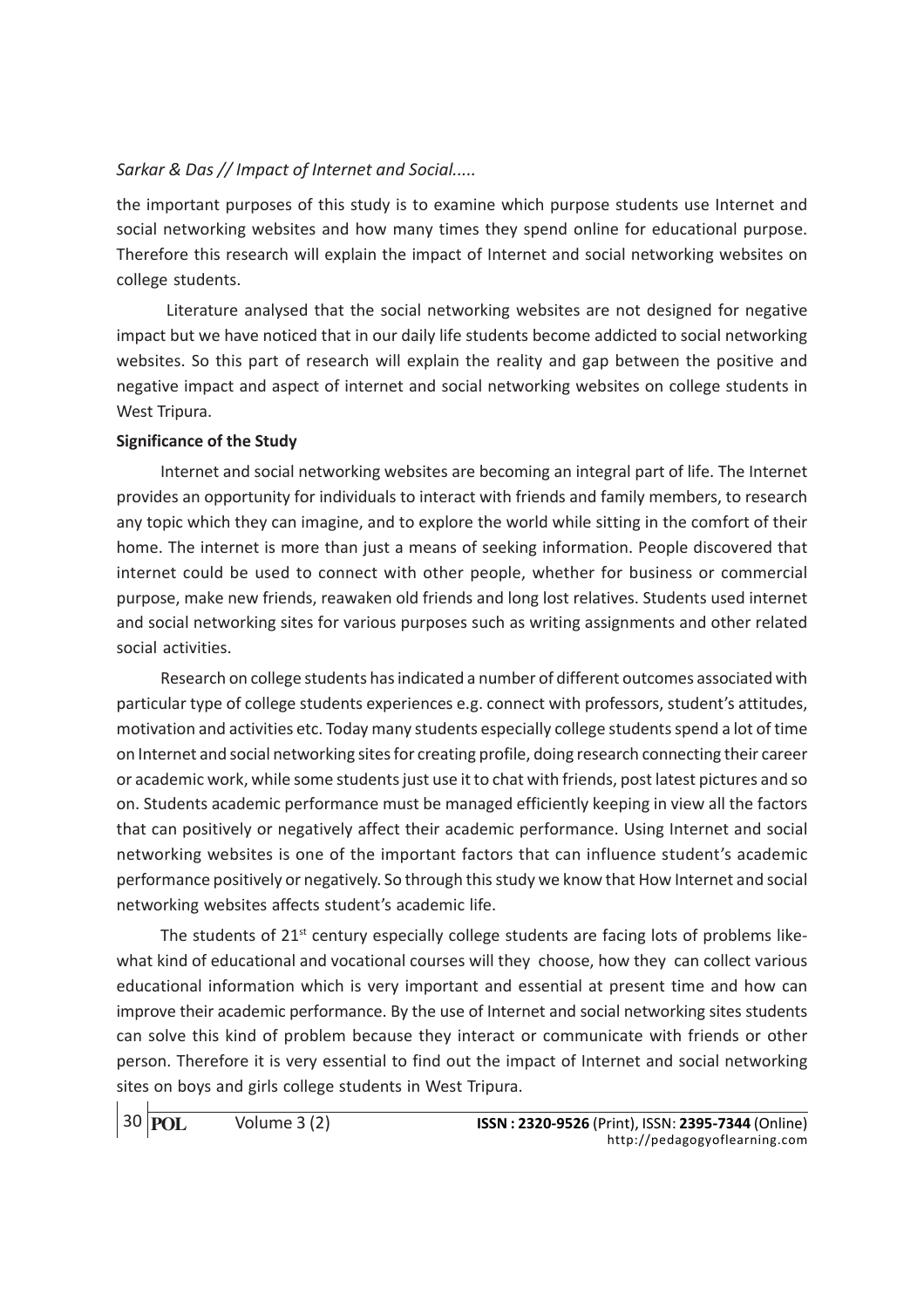the important purposes of this study is to examine which purpose students use Internet and social networking websites and how many times they spend online for educational purpose. Therefore this research will explain the impact of Internet and social networking websites on college students.

Literature analysed that the social networking websites are not designed for negative impact but we have noticed that in our daily life students become addicted to social networking websites. So this part of research will explain the reality and gap between the positive and negative impact and aspect of internet and social networking websites on college students in West Tripura.

**Significance of the Study**

Internet and social networking websites are becoming an integral part of life. The Internet provides an opportunity for individuals to interact with friends and family members, to research any topic which they can imagine, and to explore the world while sitting in the comfort of their home. The internet is more than just a means of seeking information. People discovered that internet could be used to connect with other people, whether for business or commercial purpose, make new friends, reawaken old friends and long lost relatives. Students used internet and social networking sites for various purposes such as writing assignments and other related social activities.

Research on college students has indicated a number of different outcomes associated with particular type of college students experiences e.g. connect with professors, student's attitudes, motivation and activities etc. Today many students especially college students spend a lot of time on Internet and social networking sites for creating profile, doing research connecting their career or academic work, while some students just use it to chat with friends, post latest pictures and so on. Students academic performance must be managed efficiently keeping in view all the factors that can positively or negatively affect their academic performance. Using Internet and social networking websites is one of the important factors that can influence student's academic performance positively or negatively. So through this study we know that How Internet and social networking websites affects student's academic life.

The students of 21st century especially college students are facing lots of problems like- what kind of educational and vocational courses will they choose, how they can collect various educational information which is very important and essential at present time and how can improve their academic performance. By the use of Internet and social networking sites students can solve this kind of problem because they interact or communicate with friends or other person. Therefore it is very essential to find out the impact of Internet and social networking sites on boys and girls college students in West Tripura.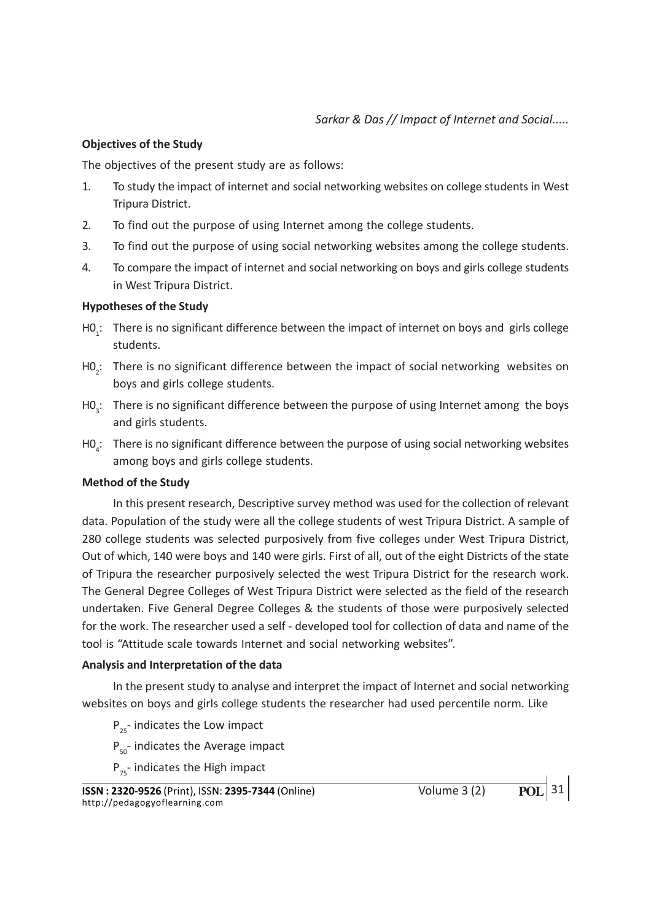### Objectives of the Study

The objectives of the present study are as follows:

1. To study the impact of internet and social networking websites on college students in West Tripura District.
2. To find out the purpose of using Internet among the college students.
3. To find out the purpose of using social networking websites among the college students.
4. To compare the impact of internet and social networking on boys and girls college students in West Tripura District.

### Hypotheses of the Study

$H0_1$: There is no significant difference between the impact of internet on boys and girls college students.

$H0_2$: There is no significant difference between the impact of social networking websites on boys and girls college students.

$H0_3$: There is no significant difference between the purpose of using Internet among the boys and girls students.

$H0_4$: There is no significant difference between the purpose of using social networking websites among boys and girls college students.

### Method of the Study

In this present research, Descriptive survey method was used for the collection of relevant data. Population of the study were all the college students of west Tripura District. A sample of 280 college students was selected purposively from five colleges under West Tripura District, Out of which, 140 were boys and 140 were girls. First of all, out of the eight Districts of the state of Tripura the researcher purposively selected the west Tripura District for the research work. The General Degree Colleges of West Tripura District were selected as the field of the research undertaken. Five General Degree Colleges & the students of those were purposively selected for the work. The researcher used a self - developed tool for collection of data and name of the tool is "Attitude scale towards Internet and social networking websites".

### Analysis and Interpretation of the data

In the present study to analyse and interpret the impact of Internet and social networking websites on boys and girls college students the researcher had used percentile norm. Like

$P_{25}$- indicates the Low impact

$P_{50}$- indicates the Average impact

$P_{75}$- indicates the High impact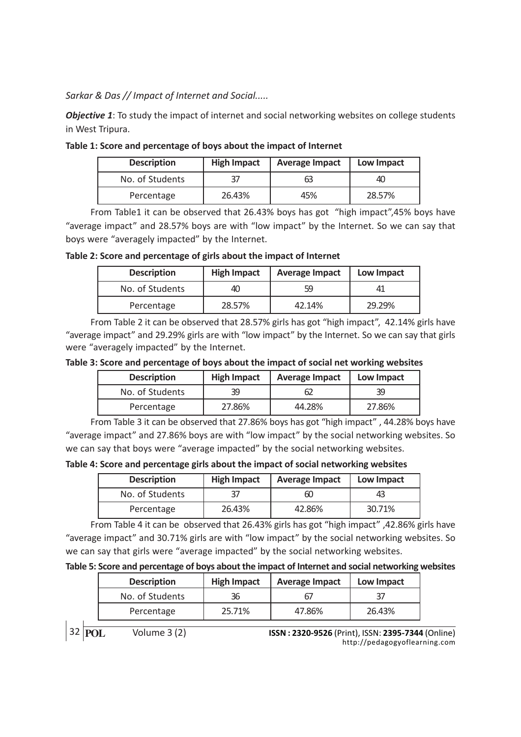***Objective 1***: To study the impact of internet and social networking websites on college students in West Tripura.

**Table 1: Score and percentage of boys about the impact of Internet**

| Description | High Impact | Average Impact | Low Impact |
|---|---|---|---|
| No. of Students | 37 | 63 | 40 |
| Percentage | 26.43% | 45% | 28.57% |

From Table1 it can be observed that 26.43% boys has got "high impact",45% boys have "average impact" and 28.57% boys are with "low impact" by the Internet. So we can say that boys were "averagely impacted" by the Internet.

**Table 2: Score and percentage of girls about the impact of Internet**

| Description | High Impact | Average Impact | Low Impact |
|---|---|---|---|
| No. of Students | 40 | 59 | 41 |
| Percentage | 28.57% | 42.14% | 29.29% |

From Table 2 it can be observed that 28.57% girls has got "high impact", 42.14% girls have "average impact" and 29.29% girls are with "low impact" by the Internet. So we can say that girls were "averagely impacted" by the Internet.

**Table 3: Score and percentage of boys about the impact of social net working websites**

| Description | High Impact | Average Impact | Low Impact |
|---|---|---|---|
| No. of Students | 39 | 62 | 39 |
| Percentage | 27.86% | 44.28% | 27.86% |

From Table 3 it can be observed that 27.86% boys has got "high impact" , 44.28% boys have "average impact" and 27.86% boys are with "low impact" by the social networking websites. So we can say that boys were "average impacted" by the social networking websites.

**Table 4: Score and percentage girls about the impact of social networking websites**

| Description | High Impact | Average Impact | Low Impact |
|---|---|---|---|
| No. of Students | 37 | 60 | 43 |
| Percentage | 26.43% | 42.86% | 30.71% |

From Table 4 it can be observed that 26.43% girls has got "high impact" ,42.86% girls have "average impact" and 30.71% girls are with "low impact" by the social networking websites. So we can say that girls were "average impacted" by the social networking websites.

**Table 5: Score and percentage of boys about the impact of Internet and social networking websites**

| Description | High Impact | Average Impact | Low Impact |
|---|---|---|---|
| No. of Students | 36 | 67 | 37 |
| Percentage | 25.71% | 47.86% | 26.43% |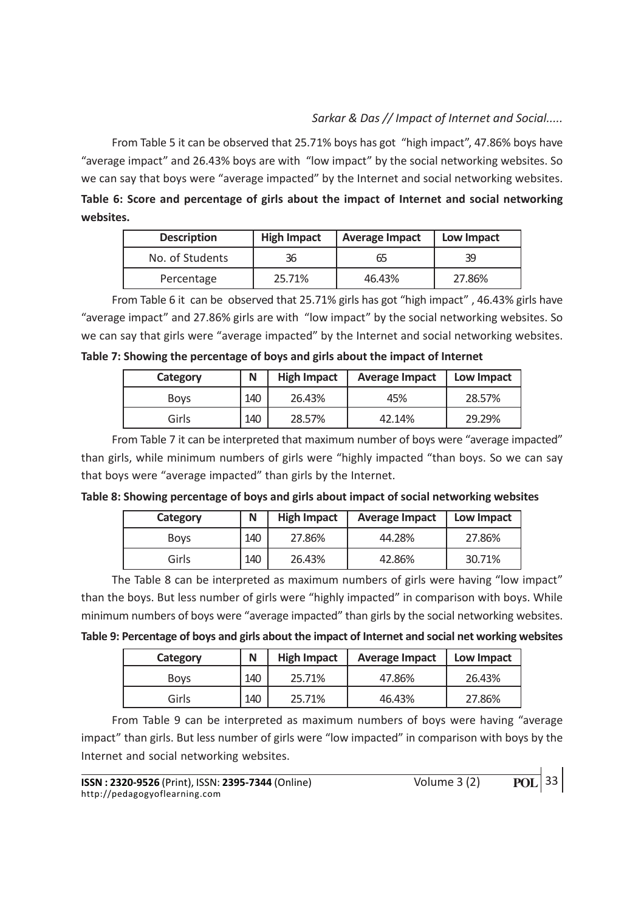From Table 5 it can be observed that 25.71% boys has got "high impact", 47.86% boys have "average impact" and 26.43% boys are with "low impact" by the social networking websites. So we can say that boys were "average impacted" by the Internet and social networking websites.

**Table 6: Score and percentage of girls about the impact of Internet and social networking websites.**

| Description | High Impact | Average Impact | Low Impact |
|---|---|---|---|
| No. of Students | 36 | 65 | 39 |
| Percentage | 25.71% | 46.43% | 27.86% |

From Table 6 it can be observed that 25.71% girls has got "high impact" , 46.43% girls have "average impact" and 27.86% girls are with "low impact" by the social networking websites. So we can say that girls were "average impacted" by the Internet and social networking websites.

**Table 7: Showing the percentage of boys and girls about the impact of Internet**

| Category | N | High Impact | Average Impact | Low Impact |
|---|---|---|---|---|
| Boys | 140 | 26.43% | 45% | 28.57% |
| Girls | 140 | 28.57% | 42.14% | 29.29% |

From Table 7 it can be interpreted that maximum number of boys were "average impacted" than girls, while minimum numbers of girls were "highly impacted "than boys. So we can say that boys were "average impacted" than girls by the Internet.

**Table 8: Showing percentage of boys and girls about impact of social networking websites**

| Category | N | High Impact | Average Impact | Low Impact |
|---|---|---|---|---|
| Boys | 140 | 27.86% | 44.28% | 27.86% |
| Girls | 140 | 26.43% | 42.86% | 30.71% |

The Table 8 can be interpreted as maximum numbers of girls were having "low impact" than the boys. But less number of girls were "highly impacted" in comparison with boys. While minimum numbers of boys were "average impacted" than girls by the social networking websites.

**Table 9: Percentage of boys and girls about the impact of Internet and social net working websites**

| Category | N | High Impact | Average Impact | Low Impact |
|---|---|---|---|---|
| Boys | 140 | 25.71% | 47.86% | 26.43% |
| Girls | 140 | 25.71% | 46.43% | 27.86% |

From Table 9 can be interpreted as maximum numbers of boys were having "average impact" than girls. But less number of girls were "low impacted" in comparison with boys by the Internet and social networking websites.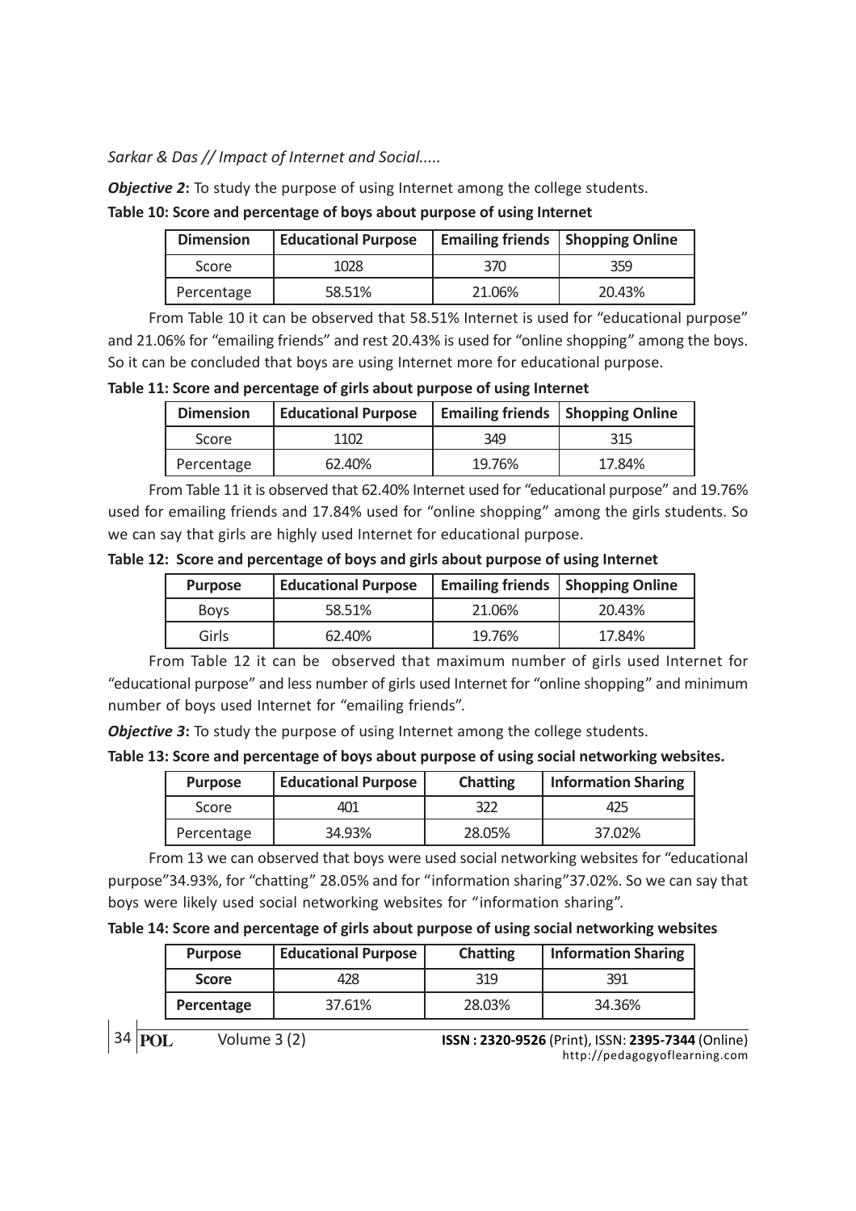***Objective 2*:** To study the purpose of using Internet among the college students.

**Table 10: Score and percentage of boys about purpose of using Internet**

| Dimension | Educational Purpose | Emailing friends | Shopping Online |
|---|---|---|---|
| Score | 1028 | 370 | 359 |
| Percentage | 58.51% | 21.06% | 20.43% |

From Table 10 it can be observed that 58.51% Internet is used for "educational purpose" and 21.06% for "emailing friends" and rest 20.43% is used for "online shopping" among the boys. So it can be concluded that boys are using Internet more for educational purpose.

**Table 11: Score and percentage of girls about purpose of using Internet**

| Dimension | Educational Purpose | Emailing friends | Shopping Online |
|---|---|---|---|
| Score | 1102 | 349 | 315 |
| Percentage | 62.40% | 19.76% | 17.84% |

From Table 11 it is observed that 62.40% Internet used for "educational purpose" and 19.76% used for emailing friends and 17.84% used for "online shopping" among the girls students. So we can say that girls are highly used Internet for educational purpose.

**Table 12: Score and percentage of boys and girls about purpose of using Internet**

| Purpose | Educational Purpose | Emailing friends | Shopping Online |
|---|---|---|---|
| Boys | 58.51% | 21.06% | 20.43% |
| Girls | 62.40% | 19.76% | 17.84% |

From Table 12 it can be observed that maximum number of girls used Internet for "educational purpose" and less number of girls used Internet for "online shopping" and minimum number of boys used Internet for "emailing friends".

***Objective 3*:** To study the purpose of using Internet among the college students.

**Table 13: Score and percentage of boys about purpose of using social networking websites.**

| Purpose | Educational Purpose | Chatting | Information Sharing |
|---|---|---|---|
| Score | 401 | 322 | 425 |
| Percentage | 34.93% | 28.05% | 37.02% |

From 13 we can observed that boys were used social networking websites for "educational purpose"34.93%, for "chatting" 28.05% and for "information sharing"37.02%. So we can say that boys were likely used social networking websites for "information sharing".

**Table 14: Score and percentage of girls about purpose of using social networking websites**

| Purpose | Educational Purpose | Chatting | Information Sharing |
|---|---|---|---|
| **Score** | 428 | 319 | 391 |
| **Percentage** | 37.61% | 28.03% | 34.36% |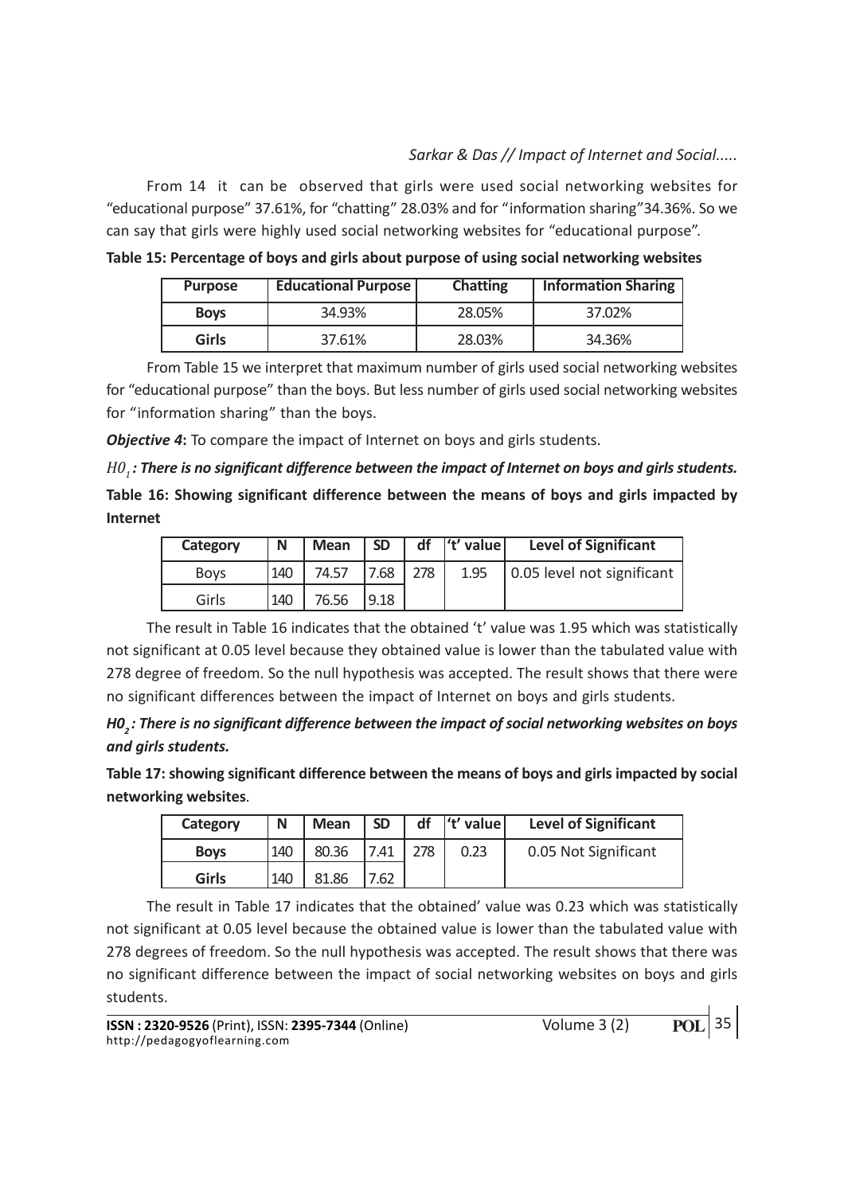From 14 it can be observed that girls were used social networking websites for "educational purpose" 37.61%, for "chatting" 28.03% and for "information sharing"34.36%. So we can say that girls were highly used social networking websites for "educational purpose".

**Table 15: Percentage of boys and girls about purpose of using social networking websites**

| Purpose | Educational Purpose | Chatting | Information Sharing |
|---|---|---|---|
| **Boys** | 34.93% | 28.05% | 37.02% |
| **Girls** | 37.61% | 28.03% | 34.36% |

From Table 15 we interpret that maximum number of girls used social networking websites for "educational purpose" than the boys. But less number of girls used social networking websites for "information sharing" than the boys.

***Objective 4*:** To compare the impact of Internet on boys and girls students.

***$H0_1$: There is no significant difference between the impact of Internet on boys and girls students.***

**Table 16: Showing significant difference between the means of boys and girls impacted by Internet**

| Category | N | Mean | SD | df | 't' value | Level of Significant |
|---|---|---|---|---|---|---|
| Boys | 140 | 74.57 | 7.68 | 278 | 1.95 | 0.05 level not significant |
| Girls | 140 | 76.56 | 9.18 | | | |

The result in Table 16 indicates that the obtained 't' value was 1.95 which was statistically not significant at 0.05 level because they obtained value is lower than the tabulated value with 278 degree of freedom. So the null hypothesis was accepted. The result shows that there were no significant differences between the impact of Internet on boys and girls students.

***$H0_2$: There is no significant difference between the impact of social networking websites on boys and girls students.***

**Table 17: showing significant difference between the means of boys and girls impacted by social networking websites**.

| Category | N | Mean | SD | df | 't' value | Level of Significant |
|---|---|---|---|---|---|---|
| **Boys** | 140 | 80.36 | 7.41 | 278 | 0.23 | 0.05 Not Significant |
| **Girls** | 140 | 81.86 | 7.62 | | | |

The result in Table 17 indicates that the obtained' value was 0.23 which was statistically not significant at 0.05 level because the obtained value is lower than the tabulated value with 278 degrees of freedom. So the null hypothesis was accepted. The result shows that there was no significant difference between the impact of social networking websites on boys and girls students.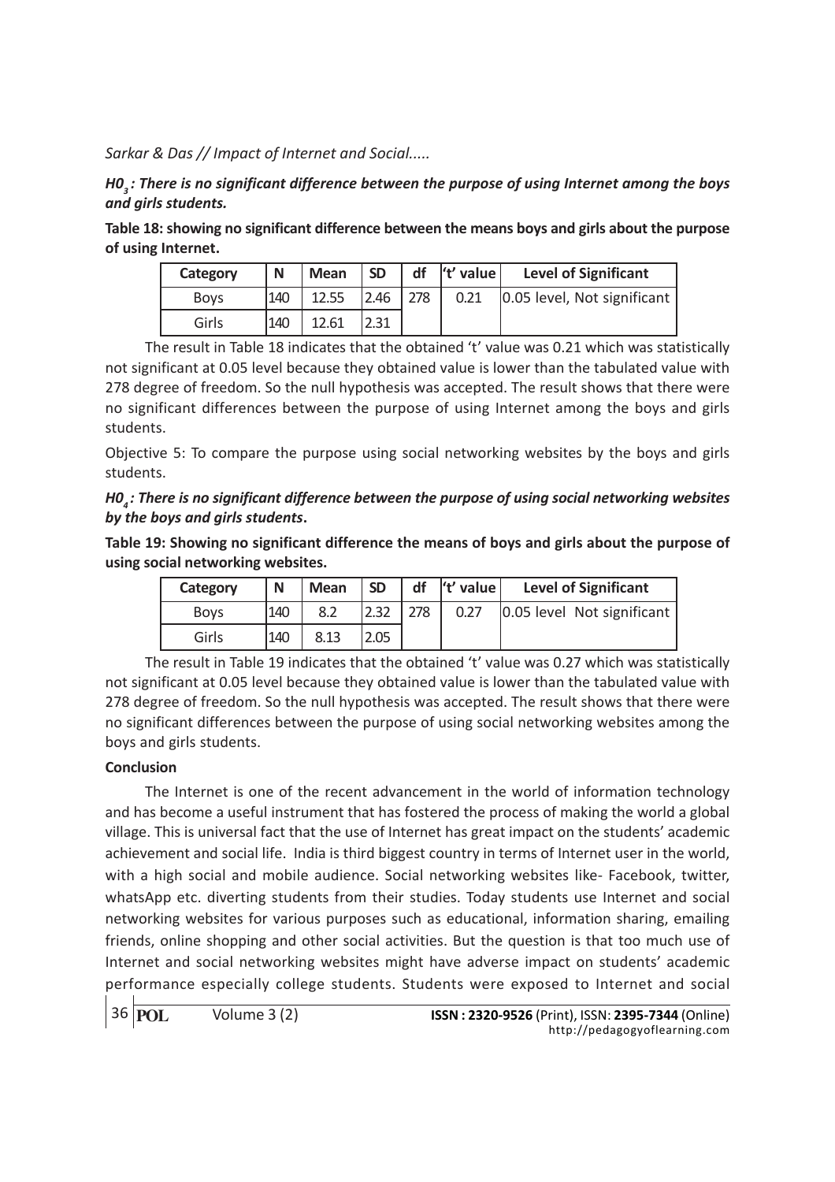***$H0_3$: There is no significant difference between the purpose of using Internet among the boys and girls students.***

**Table 18: showing no significant difference between the means boys and girls about the purpose of using Internet.**

| Category | N | Mean | SD | df | 't' value | Level of Significant |
|---|---|---|---|---|---|---|
| Boys | 140 | 12.55 | 2.46 | 278 | 0.21 | 0.05 level, Not significant |
| Girls | 140 | 12.61 | 2.31 | | | |

The result in Table 18 indicates that the obtained 't' value was 0.21 which was statistically not significant at 0.05 level because they obtained value is lower than the tabulated value with 278 degree of freedom. So the null hypothesis was accepted. The result shows that there were no significant differences between the purpose of using Internet among the boys and girls students.

Objective 5: To compare the purpose using social networking websites by the boys and girls students.

***$H0_4$: There is no significant difference between the purpose of using social networking websites by the boys and girls students.***

**Table 19: Showing no significant difference the means of boys and girls about the purpose of using social networking websites.**

| Category | N | Mean | SD | df | 't' value | Level of Significant |
|---|---|---|---|---|---|---|
| Boys | 140 | 8.2 | 2.32 | 278 | 0.27 | 0.05 level Not significant |
| Girls | 140 | 8.13 | 2.05 | | | |

The result in Table 19 indicates that the obtained 't' value was 0.27 which was statistically not significant at 0.05 level because they obtained value is lower than the tabulated value with 278 degree of freedom. So the null hypothesis was accepted. The result shows that there were no significant differences between the purpose of using social networking websites among the boys and girls students.

**Conclusion**

The Internet is one of the recent advancement in the world of information technology and has become a useful instrument that has fostered the process of making the world a global village. This is universal fact that the use of Internet has great impact on the students' academic achievement and social life. India is third biggest country in terms of Internet user in the world, with a high social and mobile audience. Social networking websites like- Facebook, twitter, whatsApp etc. diverting students from their studies. Today students use Internet and social networking websites for various purposes such as educational, information sharing, emailing friends, online shopping and other social activities. But the question is that too much use of Internet and social networking websites might have adverse impact on students' academic performance especially college students. Students were exposed to Internet and social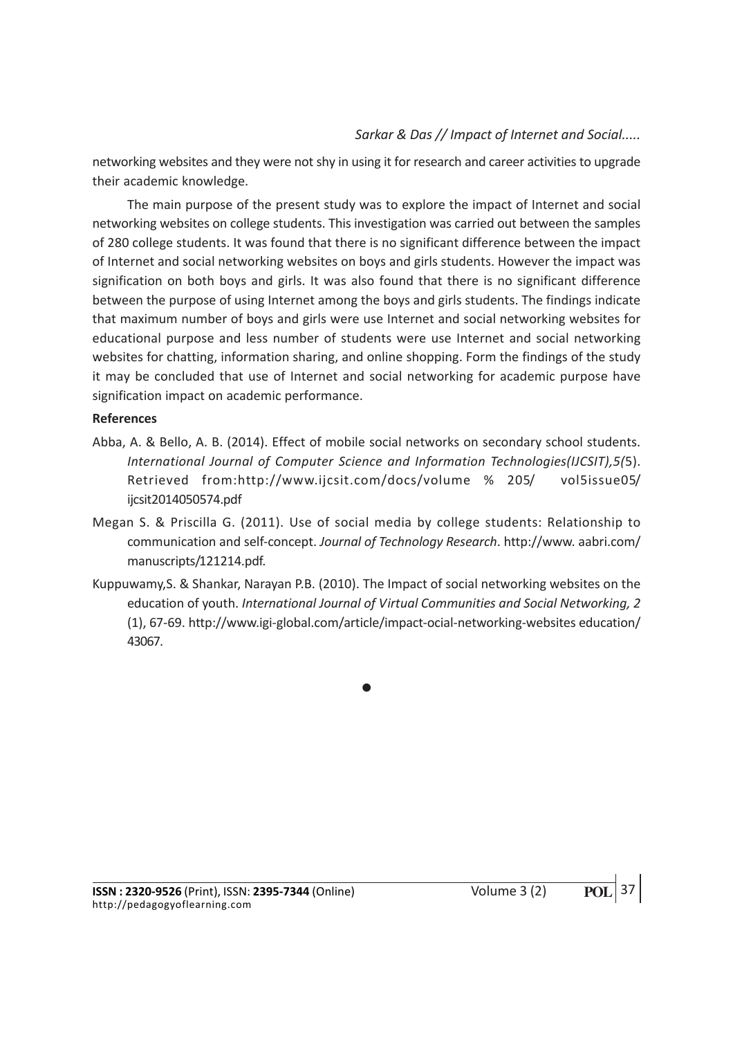networking websites and they were not shy in using it for research and career activities to upgrade their academic knowledge.

The main purpose of the present study was to explore the impact of Internet and social networking websites on college students. This investigation was carried out between the samples of 280 college students. It was found that there is no significant difference between the impact of Internet and social networking websites on boys and girls students. However the impact was signification on both boys and girls. It was also found that there is no significant difference between the purpose of using Internet among the boys and girls students. The findings indicate that maximum number of boys and girls were use Internet and social networking websites for educational purpose and less number of students were use Internet and social networking websites for chatting, information sharing, and online shopping. Form the findings of the study it may be concluded that use of Internet and social networking for academic purpose have signification impact on academic performance.

**References**

Abba, A. & Bello, A. B. (2014). Effect of mobile social networks on secondary school students. *International Journal of Computer Science and Information Technologies(IJCSIT),5(*5). Retrieved from:http://www.ijcsit.com/docs/volume % 205/ vol5issue05/ ijcsit2014050574.pdf

Megan S. & Priscilla G. (2011). Use of social media by college students: Relationship to communication and self-concept. *Journal of Technology Research*. http://www. aabri.com/ manuscripts/121214.pdf.

Kuppuwamy,S. & Shankar, Narayan P.B. (2010). The Impact of social networking websites on the education of youth. *International Journal of Virtual Communities and Social Networking, 2* (1), 67-69. http://www.igi-global.com/article/impact-ocial-networking-websites education/ 43067.